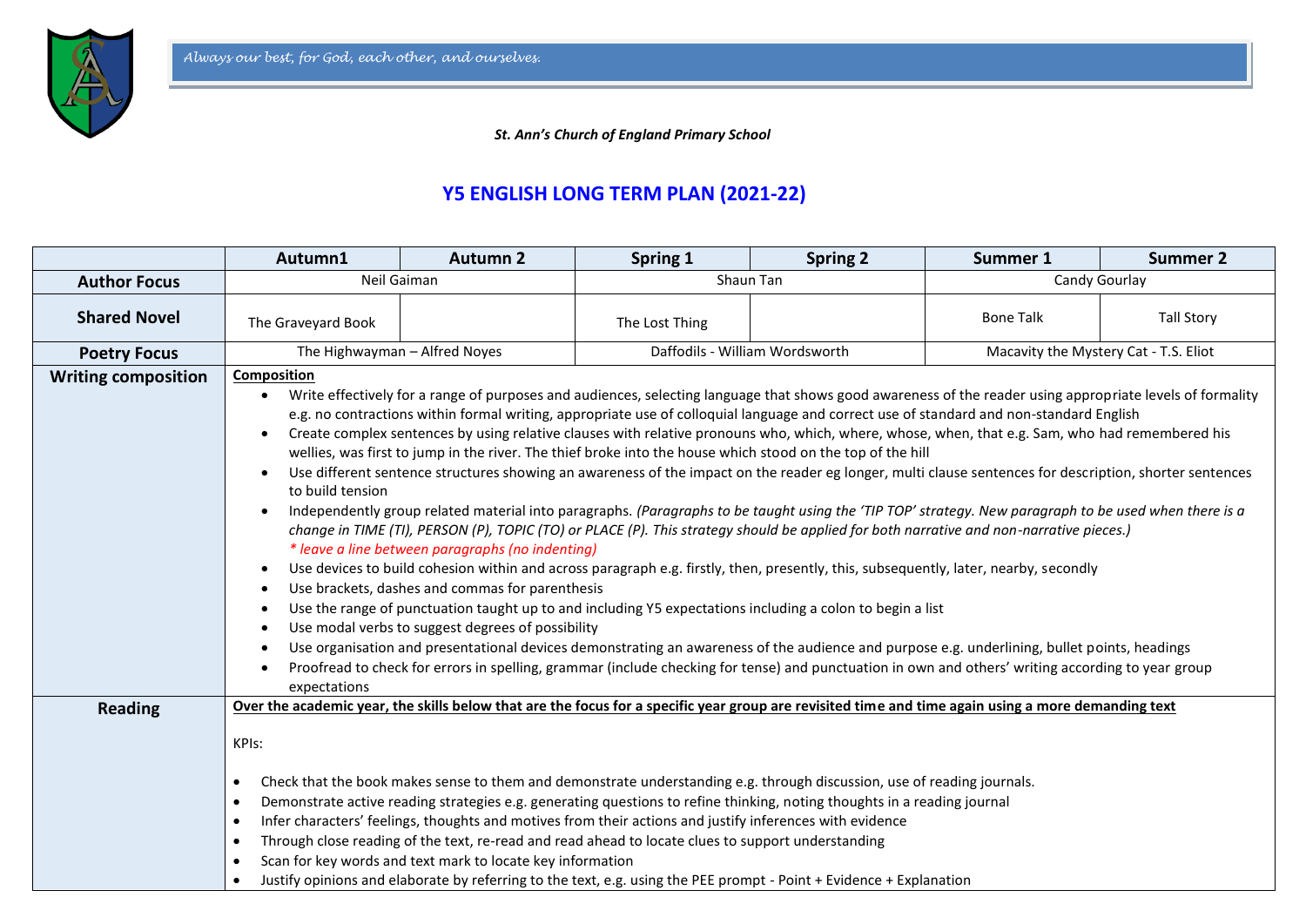*Always our best, for God, each other, and ourselves.*

***St. Ann's Church of England Primary School***

# Y5 ENGLISH LONG TERM PLAN (2021-22)

| | Autumn1 | Autumn 2 | Spring 1 | Spring 2 | Summer 1 | Summer 2 |
|---|---|---|---|---|---|---|
| **Author Focus** | Neil Gaiman | | Shaun Tan | | Candy Gourlay | |
| **Shared Novel** | The Graveyard Book | | The Lost Thing | | Bone Talk | Tall Story |
| **Poetry Focus** | The Highwayman – Alfred Noyes | | Daffodils - William Wordsworth | | Macavity the Mystery Cat - T.S. Eliot | |
| **Writing composition** | **Composition**<br>• Write effectively for a range of purposes and audiences, selecting language that shows good awareness of the reader using appropriate levels of formality e.g. no contractions within formal writing, appropriate use of colloquial language and correct use of standard and non-standard English<br>• Create complex sentences by using relative clauses with relative pronouns who, which, where, whose, when, that e.g. Sam, who had remembered his wellies, was first to jump in the river. The thief broke into the house which stood on the top of the hill<br>• Use different sentence structures showing an awareness of the impact on the reader eg longer, multi clause sentences for description, shorter sentences to build tension<br>• Independently group related material into paragraphs. *(Paragraphs to be taught using the 'TIP TOP' strategy. New paragraph to be used when there is a change in TIME (TI), PERSON (P), TOPIC (TO) or PLACE (P). This strategy should be applied for both narrative and non-narrative pieces.)* *\* leave a line between paragraphs (no indenting)*<br>• Use devices to build cohesion within and across paragraph e.g. firstly, then, presently, this, subsequently, later, nearby, secondly<br>• Use brackets, dashes and commas for parenthesis<br>• Use the range of punctuation taught up to and including Y5 expectations including a colon to begin a list<br>• Use modal verbs to suggest degrees of possibility<br>• Use organisation and presentational devices demonstrating an awareness of the audience and purpose e.g. underlining, bullet points, headings<br>• Proofread to check for errors in spelling, grammar (include checking for tense) and punctuation in own and others' writing according to year group expectations | | | | | |
| **Reading** | **Over the academic year, the skills below that are the focus for a specific year group are revisited time and time again using a more demanding text**<br><br>KPIs:<br><br>• Check that the book makes sense to them and demonstrate understanding e.g. through discussion, use of reading journals.<br>• Demonstrate active reading strategies e.g. generating questions to refine thinking, noting thoughts in a reading journal<br>• Infer characters' feelings, thoughts and motives from their actions and justify inferences with evidence<br>• Through close reading of the text, re-read and read ahead to locate clues to support understanding<br>• Scan for key words and text mark to locate key information<br>• Justify opinions and elaborate by referring to the text, e.g. using the PEE prompt - Point + Evidence + Explanation | | | | | |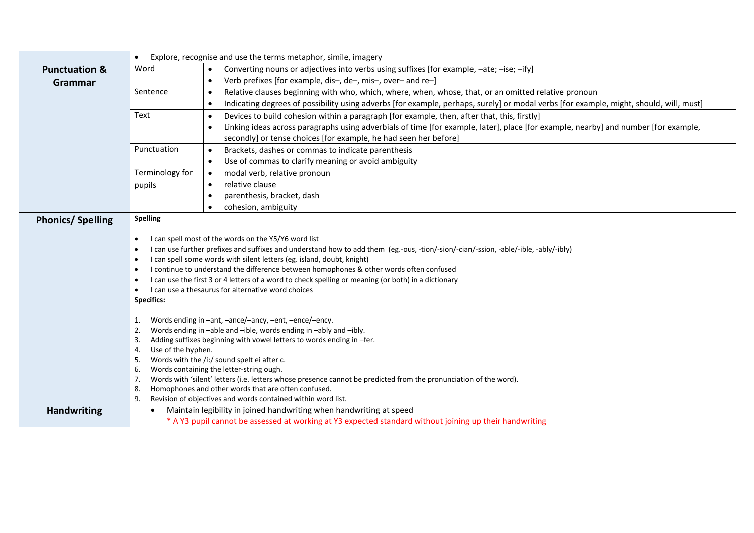| | | |
|---|---|---|
| | • Explore, recognise and use the terms metaphor, simile, imagery | |
| **Punctuation & Grammar** | Word | • Converting nouns or adjectives into verbs using suffixes [for example, –ate; –ise; –ify]<br>• Verb prefixes [for example, dis–, de–, mis–, over– and re–] |
| | Sentence | • Relative clauses beginning with who, which, where, when, whose, that, or an omitted relative pronoun<br>• Indicating degrees of possibility using adverbs [for example, perhaps, surely] or modal verbs [for example, might, should, will, must] |
| | Text | • Devices to build cohesion within a paragraph [for example, then, after that, this, firstly]<br>• Linking ideas across paragraphs using adverbials of time [for example, later], place [for example, nearby] and number [for example, secondly] or tense choices [for example, he had seen her before] |
| | Punctuation | • Brackets, dashes or commas to indicate parenthesis<br>• Use of commas to clarify meaning or avoid ambiguity |
| | Terminology for pupils | • modal verb, relative pronoun<br>• relative clause<br>• parenthesis, bracket, dash<br>• cohesion, ambiguity |
| **Phonics/ Spelling** | **Spelling**<br><br>• I can spell most of the words on the Y5/Y6 word list<br>• I can use further prefixes and suffixes and understand how to add them (eg.-ous, -tion/-sion/-cian/-ssion, -able/-ible, -ably/-ibly)<br>• I can spell some words with silent letters (eg. island, doubt, knight)<br>• I continue to understand the difference between homophones & other words often confused<br>• I can use the first 3 or 4 letters of a word to check spelling or meaning (or both) in a dictionary<br>• I can use a thesaurus for alternative word choices<br>**Specifics:**<br><br>1. Words ending in –ant, –ance/–ancy, –ent, –ence/–ency.<br>2. Words ending in –able and –ible, words ending in –ably and –ibly.<br>3. Adding suffixes beginning with vowel letters to words ending in –fer.<br>4. Use of the hyphen.<br>5. Words with the /i:/ sound spelt ei after c.<br>6. Words containing the letter-string ough.<br>7. Words with 'silent' letters (i.e. letters whose presence cannot be predicted from the pronunciation of the word).<br>8. Homophones and other words that are often confused.<br>9. Revision of objectives and words contained within word list. | |
| **Handwriting** | • Maintain legibility in joined handwriting when handwriting at speed<br>* A Y3 pupil cannot be assessed at working at Y3 expected standard without joining up their handwriting | |